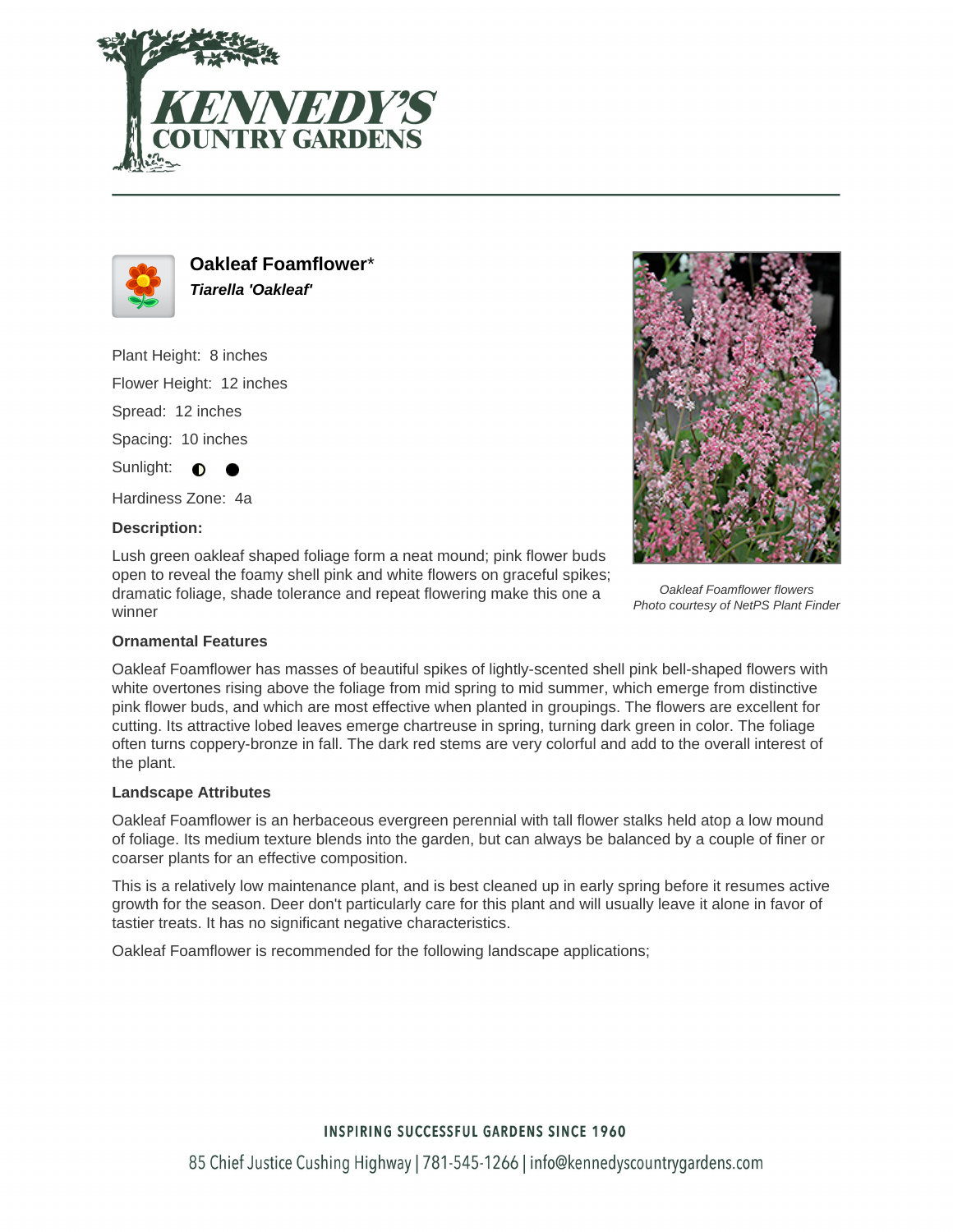# Oakleaf Foamflower*

***Tiarella 'Oakleaf'***

Plant Height: 8 inches

Flower Height: 12 inches

Spread: 12 inches

Spacing: 10 inches

Sunlight: ◐ ●

Hardiness Zone: 4a

**Description:**

Lush green oakleaf shaped foliage form a neat mound; pink flower buds open to reveal the foamy shell pink and white flowers on graceful spikes; dramatic foliage, shade tolerance and repeat flowering make this one a winner

*Oakleaf Foamflower flowers*
*Photo courtesy of NetPS Plant Finder*

### Ornamental Features

Oakleaf Foamflower has masses of beautiful spikes of lightly-scented shell pink bell-shaped flowers with white overtones rising above the foliage from mid spring to mid summer, which emerge from distinctive pink flower buds, and which are most effective when planted in groupings. The flowers are excellent for cutting. Its attractive lobed leaves emerge chartreuse in spring, turning dark green in color. The foliage often turns coppery-bronze in fall. The dark red stems are very colorful and add to the overall interest of the plant.

### Landscape Attributes

Oakleaf Foamflower is an herbaceous evergreen perennial with tall flower stalks held atop a low mound of foliage. Its medium texture blends into the garden, but can always be balanced by a couple of finer or coarser plants for an effective composition.

This is a relatively low maintenance plant, and is best cleaned up in early spring before it resumes active growth for the season. Deer don't particularly care for this plant and will usually leave it alone in favor of tastier treats. It has no significant negative characteristics.

Oakleaf Foamflower is recommended for the following landscape applications;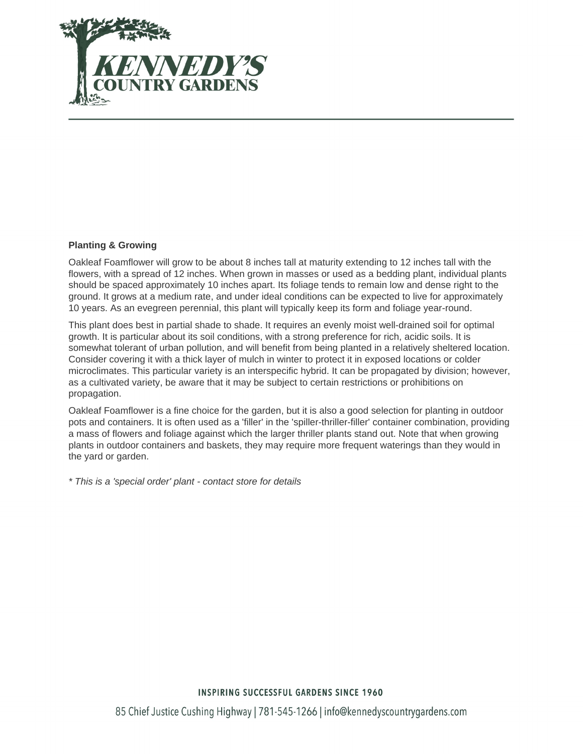**Planting & Growing**

Oakleaf Foamflower will grow to be about 8 inches tall at maturity extending to 12 inches tall with the flowers, with a spread of 12 inches. When grown in masses or used as a bedding plant, individual plants should be spaced approximately 10 inches apart. Its foliage tends to remain low and dense right to the ground. It grows at a medium rate, and under ideal conditions can be expected to live for approximately 10 years. As an evegreen perennial, this plant will typically keep its form and foliage year-round.

This plant does best in partial shade to shade. It requires an evenly moist well-drained soil for optimal growth. It is particular about its soil conditions, with a strong preference for rich, acidic soils. It is somewhat tolerant of urban pollution, and will benefit from being planted in a relatively sheltered location. Consider covering it with a thick layer of mulch in winter to protect it in exposed locations or colder microclimates. This particular variety is an interspecific hybrid. It can be propagated by division; however, as a cultivated variety, be aware that it may be subject to certain restrictions or prohibitions on propagation.

Oakleaf Foamflower is a fine choice for the garden, but it is also a good selection for planting in outdoor pots and containers. It is often used as a 'filler' in the 'spiller-thriller-filler' container combination, providing a mass of flowers and foliage against which the larger thriller plants stand out. Note that when growing plants in outdoor containers and baskets, they may require more frequent waterings than they would in the yard or garden.

*\* This is a 'special order' plant - contact store for details*